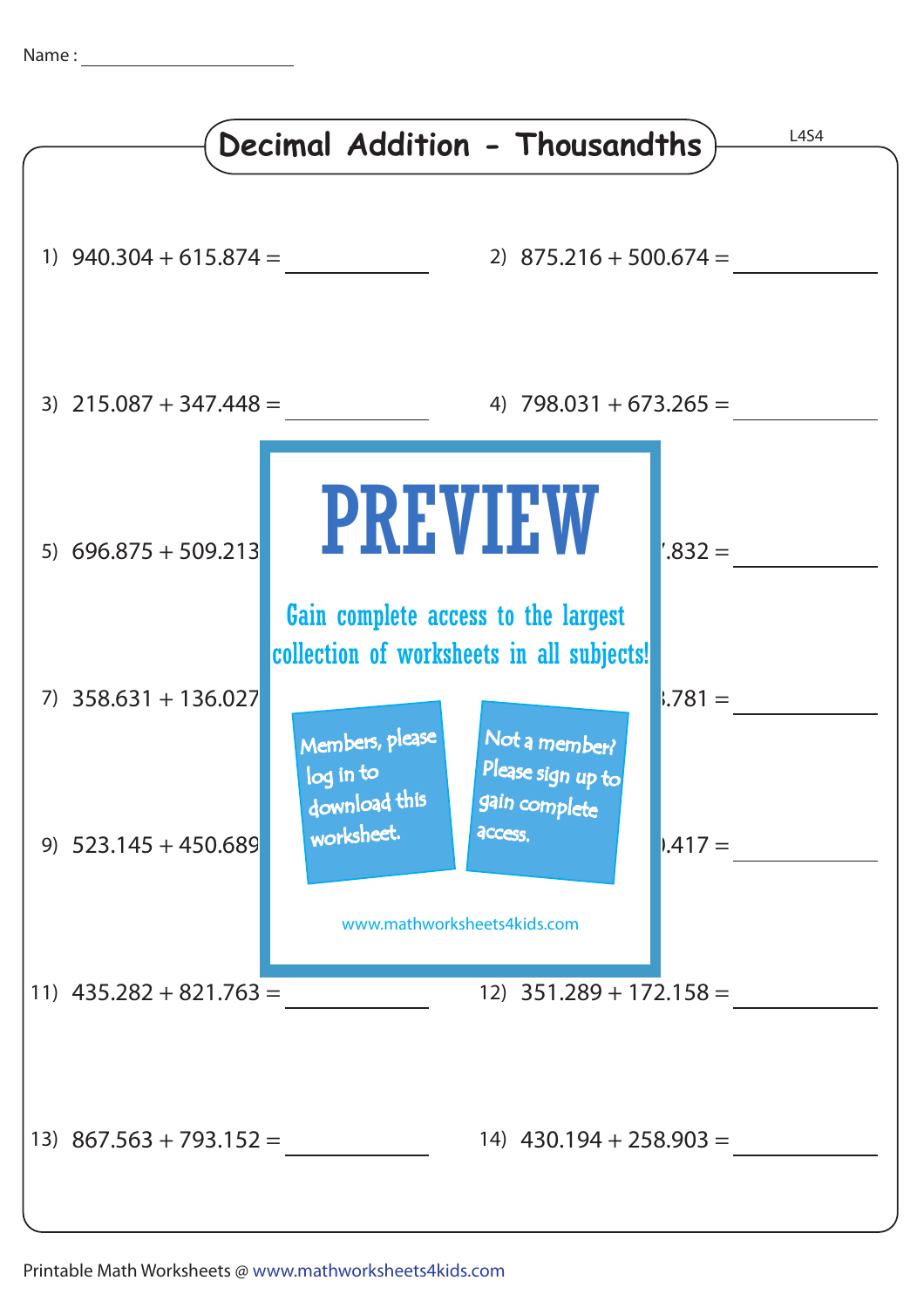Name : ____________________

# Decimal Addition - Thousandths

L4S4

1) $940.304 + 615.874 =$ ________

2) $875.216 + 500.674 =$ ________

3) $215.087 + 347.448 =$ ________

4) $798.031 + 673.265 =$ ________

5) $696.875 + 509.213$

.832 = ________

7) $358.631 + 136.027$

.781 = ________

9) $523.145 + 450.689$

.417 = ________

PREVIEW

Gain complete access to the largest collection of worksheets in all subjects!

Members, please log in to download this worksheet.

Not a member? Please sign up to gain complete access.

www.mathworksheets4kids.com

11) $435.282 + 821.763 =$ ________

12) $351.289 + 172.158 =$ ________

13) $867.563 + 793.152 =$ ________

14) $430.194 + 258.903 =$ ________

Printable Math Worksheets @ www.mathworksheets4kids.com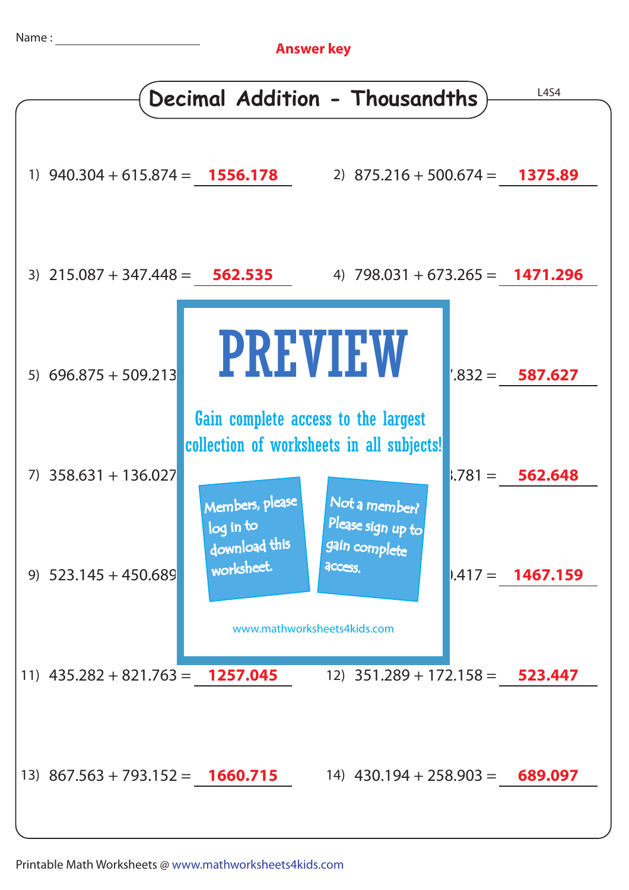Name :

**Answer key**

# Decimal Addition - Thousandths

L4S4

1) $940.304 + 615.874 =$ **1556.178**

2) $875.216 + 500.674 =$ **1375.89**

3) $215.087 + 347.448 =$ **562.535**

4) $798.031 + 673.265 =$ **1471.296**

5) $696.875 + 509.213$

6) .832 = **587.627**

7) $358.631 + 136.027$

8) .781 = **562.648**

9) $523.145 + 450.689$

10) .417 = **1467.159**

PREVIEW

Gain complete access to the largest collection of worksheets in all subjects!

Members, please log in to download this worksheet.

Not a member? Please sign up to gain complete access.

www.mathworksheets4kids.com

11) $435.282 + 821.763 =$ **1257.045**

12) $351.289 + 172.158 =$ **523.447**

13) $867.563 + 793.152 =$ **1660.715**

14) $430.194 + 258.903 =$ **689.097**

Printable Math Worksheets @ www.mathworksheets4kids.com